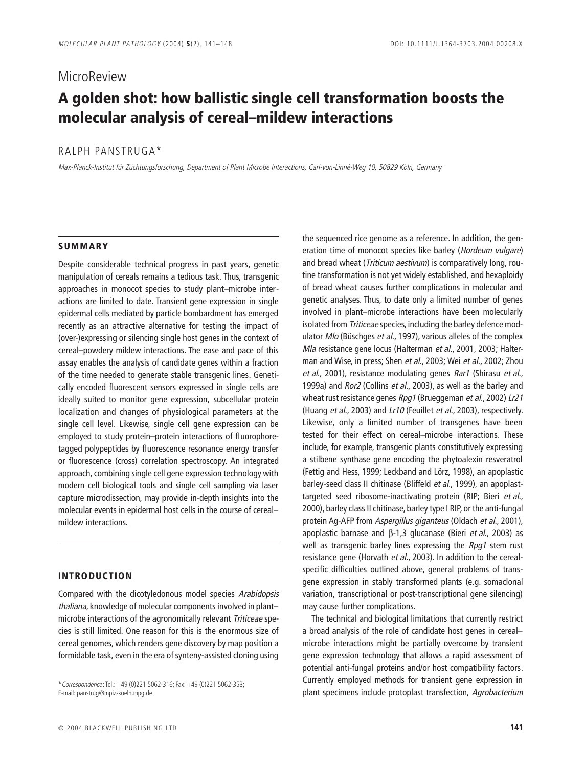MicroReview

# A golden shot: how ballistic single cell transformation boosts the molecular analysis of cereal–mildew interactions

RALPH PANSTRUGA*

*Max-Planck-Institut für Züchtungsforschung, Department of Plant Microbe Interactions, Carl-von-Linné-Weg 10, 50829 Köln, Germany*

## SUMMARY

Despite considerable technical progress in past years, genetic manipulation of cereals remains a tedious task. Thus, transgenic approaches in monocot species to study plant–microbe interactions are limited to date. Transient gene expression in single epidermal cells mediated by particle bombardment has emerged recently as an attractive alternative for testing the impact of (over-)expressing or silencing single host genes in the context of cereal–powdery mildew interactions. The ease and pace of this assay enables the analysis of candidate genes within a fraction of the time needed to generate stable transgenic lines. Genetically encoded fluorescent sensors expressed in single cells are ideally suited to monitor gene expression, subcellular protein localization and changes of physiological parameters at the single cell level. Likewise, single cell gene expression can be employed to study protein–protein interactions of fluorophore-tagged polypeptides by fluorescence resonance energy transfer or fluorescence (cross) correlation spectroscopy. An integrated approach, combining single cell gene expression technology with modern cell biological tools and single cell sampling via laser capture microdissection, may provide in-depth insights into the molecular events in epidermal host cells in the course of cereal–mildew interactions.

## INTRODUCTION

Compared with the dicotyledonous model species *Arabidopsis thaliana*, knowledge of molecular components involved in plant–microbe interactions of the agronomically relevant *Triticeae* species is still limited. One reason for this is the enormous size of cereal genomes, which renders gene discovery by map position a formidable task, even in the era of synteny-assisted cloning using the sequenced rice genome as a reference. In addition, the generation time of monocot species like barley (*Hordeum vulgare*) and bread wheat (*Triticum aestivum*) is comparatively long, routine transformation is not yet widely established, and hexaploidy of bread wheat causes further complications in molecular and genetic analyses. Thus, to date only a limited number of genes involved in plant–microbe interactions have been molecularly isolated from *Triticeae* species, including the barley defence modulator *Mlo* (Büschges *et al.*, 1997), various alleles of the complex *Mla* resistance gene locus (Halterman *et al.*, 2001, 2003; Halterman and Wise, in press; Shen *et al.*, 2003; Wei *et al.*, 2002; Zhou *et al.*, 2001), resistance modulating genes *Rar1* (Shirasu *et al.*, 1999a) and *Ror2* (Collins *et al.*, 2003), as well as the barley and wheat rust resistance genes *Rpg1* (Brueggeman *et al.*, 2002) *Lr21* (Huang *et al.*, 2003) and *Lr10* (Feuillet *et al.*, 2003), respectively. Likewise, only a limited number of transgenes have been tested for their effect on cereal–microbe interactions. These include, for example, transgenic plants constitutively expressing a stilbene synthase gene encoding the phytoalexin resveratrol (Fettig and Hess, 1999; Leckband and Lörz, 1998), an apoplastic barley-seed class II chitinase (Bliffeld *et al.*, 1999), an apoplast-targeted seed ribosome-inactivating protein (RIP; Bieri *et al.*, 2000), barley class II chitinase, barley type I RIP, or the anti-fungal protein Ag-AFP from *Aspergillus giganteus* (Oldach *et al.*, 2001), apoplastic barnase and β-1,3 glucanase (Bieri *et al.*, 2003) as well as transgenic barley lines expressing the *Rpg1* stem rust resistance gene (Horvath *et al.*, 2003). In addition to the cereal-specific difficulties outlined above, general problems of transgene expression in stably transformed plants (e.g. somaclonal variation, transcriptional or post-transcriptional gene silencing) may cause further complications.

The technical and biological limitations that currently restrict a broad analysis of the role of candidate host genes in cereal–microbe interactions might be partially overcome by transient gene expression technology that allows a rapid assessment of potential anti-fungal proteins and/or host compatibility factors. Currently employed methods for transient gene expression in plant specimens include protoplast transfection, *Agrobacterium*

\* *Correspondence*: Tel.: +49 (0)221 5062-316; Fax: +49 (0)221 5062-353; E-mail: panstrug@mpiz-koeln.mpg.de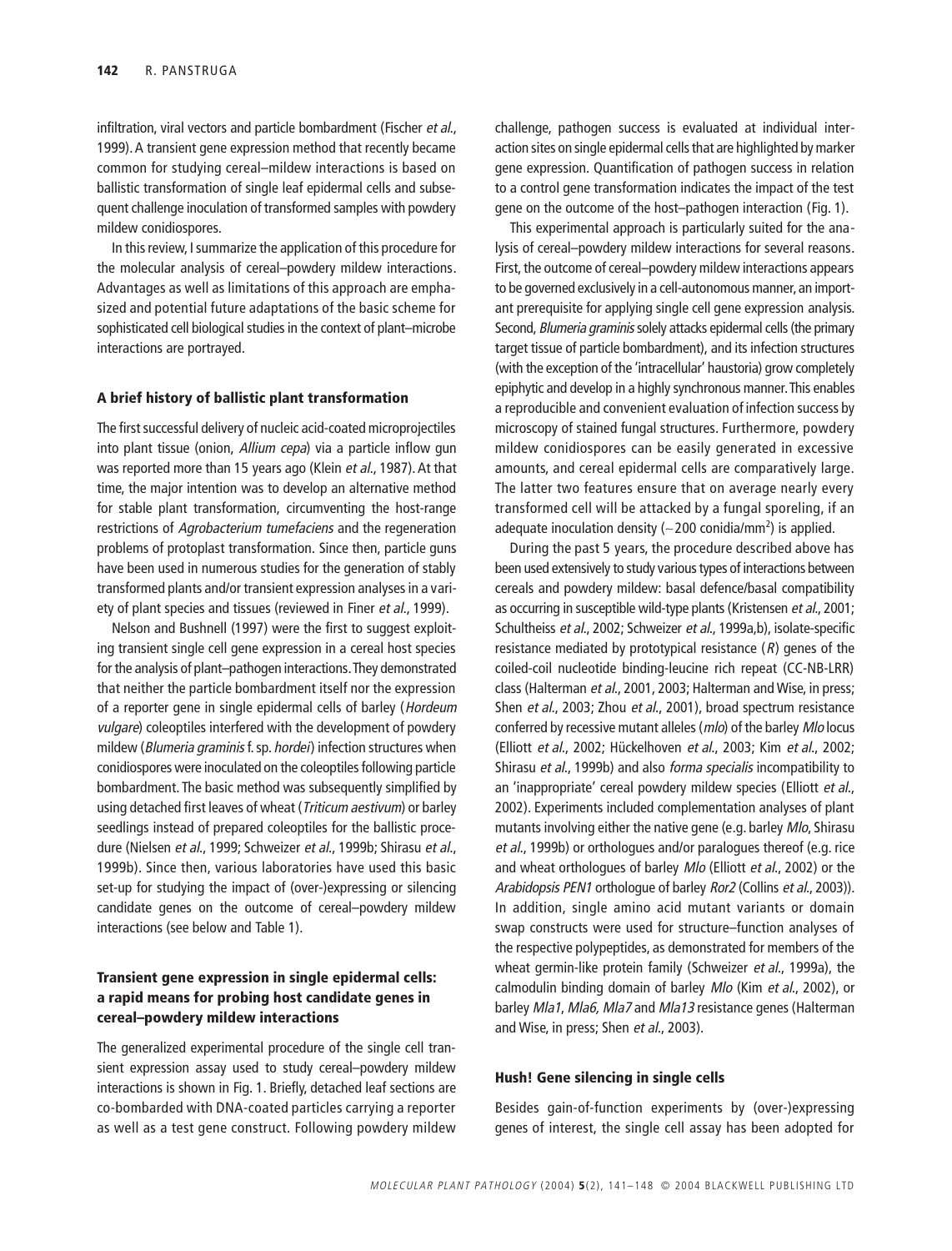infiltration, viral vectors and particle bombardment (Fischer *et al.*, 1999). A transient gene expression method that recently became common for studying cereal–mildew interactions is based on ballistic transformation of single leaf epidermal cells and subsequent challenge inoculation of transformed samples with powdery mildew conidiospores.

In this review, I summarize the application of this procedure for the molecular analysis of cereal–powdery mildew interactions. Advantages as well as limitations of this approach are emphasized and potential future adaptations of the basic scheme for sophisticated cell biological studies in the context of plant–microbe interactions are portrayed.

## A brief history of ballistic plant transformation

The first successful delivery of nucleic acid-coated microprojectiles into plant tissue (onion, *Allium cepa*) via a particle inflow gun was reported more than 15 years ago (Klein *et al.*, 1987). At that time, the major intention was to develop an alternative method for stable plant transformation, circumventing the host-range restrictions of *Agrobacterium tumefaciens* and the regeneration problems of protoplast transformation. Since then, particle guns have been used in numerous studies for the generation of stably transformed plants and/or transient expression analyses in a variety of plant species and tissues (reviewed in Finer *et al.*, 1999).

Nelson and Bushnell (1997) were the first to suggest exploiting transient single cell gene expression in a cereal host species for the analysis of plant–pathogen interactions. They demonstrated that neither the particle bombardment itself nor the expression of a reporter gene in single epidermal cells of barley (*Hordeum vulgare*) coleoptiles interfered with the development of powdery mildew (*Blumeria graminis* f. sp. *hordei*) infection structures when conidiospores were inoculated on the coleoptiles following particle bombardment. The basic method was subsequently simplified by using detached first leaves of wheat (*Triticum aestivum*) or barley seedlings instead of prepared coleoptiles for the ballistic procedure (Nielsen *et al.*, 1999; Schweizer *et al.*, 1999b; Shirasu *et al.*, 1999b). Since then, various laboratories have used this basic set-up for studying the impact of (over-)expressing or silencing candidate genes on the outcome of cereal–powdery mildew interactions (see below and Table 1).

## Transient gene expression in single epidermal cells: a rapid means for probing host candidate genes in cereal–powdery mildew interactions

The generalized experimental procedure of the single cell transient expression assay used to study cereal–powdery mildew interactions is shown in Fig. 1. Briefly, detached leaf sections are co-bombarded with DNA-coated particles carrying a reporter as well as a test gene construct. Following powdery mildew challenge, pathogen success is evaluated at individual interaction sites on single epidermal cells that are highlighted by marker gene expression. Quantification of pathogen success in relation to a control gene transformation indicates the impact of the test gene on the outcome of the host–pathogen interaction (Fig. 1).

This experimental approach is particularly suited for the analysis of cereal–powdery mildew interactions for several reasons. First, the outcome of cereal–powdery mildew interactions appears to be governed exclusively in a cell-autonomous manner, an important prerequisite for applying single cell gene expression analysis. Second, *Blumeria graminis* solely attacks epidermal cells (the primary target tissue of particle bombardment), and its infection structures (with the exception of the 'intracellular' haustoria) grow completely epiphytic and develop in a highly synchronous manner. This enables a reproducible and convenient evaluation of infection success by microscopy of stained fungal structures. Furthermore, powdery mildew conidiospores can be easily generated in excessive amounts, and cereal epidermal cells are comparatively large. The latter two features ensure that on average nearly every transformed cell will be attacked by a fungal sporeling, if an adequate inoculation density (~200 conidia/mm$^2$) is applied.

During the past 5 years, the procedure described above has been used extensively to study various types of interactions between cereals and powdery mildew: basal defence/basal compatibility as occurring in susceptible wild-type plants (Kristensen *et al.*, 2001; Schultheiss *et al.*, 2002; Schweizer *et al.*, 1999a,b), isolate-specific resistance mediated by prototypical resistance (*R*) genes of the coiled-coil nucleotide binding-leucine rich repeat (CC-NB-LRR) class (Halterman *et al.*, 2001, 2003; Halterman and Wise, in press; Shen *et al.*, 2003; Zhou *et al.*, 2001), broad spectrum resistance conferred by recessive mutant alleles (*mlo*) of the barley *Mlo* locus (Elliott *et al.*, 2002; Hückelhoven *et al.*, 2003; Kim *et al.*, 2002; Shirasu *et al.*, 1999b) and also *forma specialis* incompatibility to an 'inappropriate' cereal powdery mildew species (Elliott *et al.*, 2002). Experiments included complementation analyses of plant mutants involving either the native gene (e.g. barley *Mlo*, Shirasu *et al.*, 1999b) or orthologues and/or paralogues thereof (e.g. rice and wheat orthologues of barley *Mlo* (Elliott *et al.*, 2002) or the *Arabidopsis PEN1* orthologue of barley *Ror2* (Collins *et al.*, 2003)). In addition, single amino acid mutant variants or domain swap constructs were used for structure–function analyses of the respective polypeptides, as demonstrated for members of the wheat germin-like protein family (Schweizer *et al.*, 1999a), the calmodulin binding domain of barley *Mlo* (Kim *et al.*, 2002), or barley *Mla1*, *Mla6, Mla7* and *Mla13* resistance genes (Halterman and Wise, in press; Shen *et al.*, 2003).

## Hush! Gene silencing in single cells

Besides gain-of-function experiments by (over-)expressing genes of interest, the single cell assay has been adopted for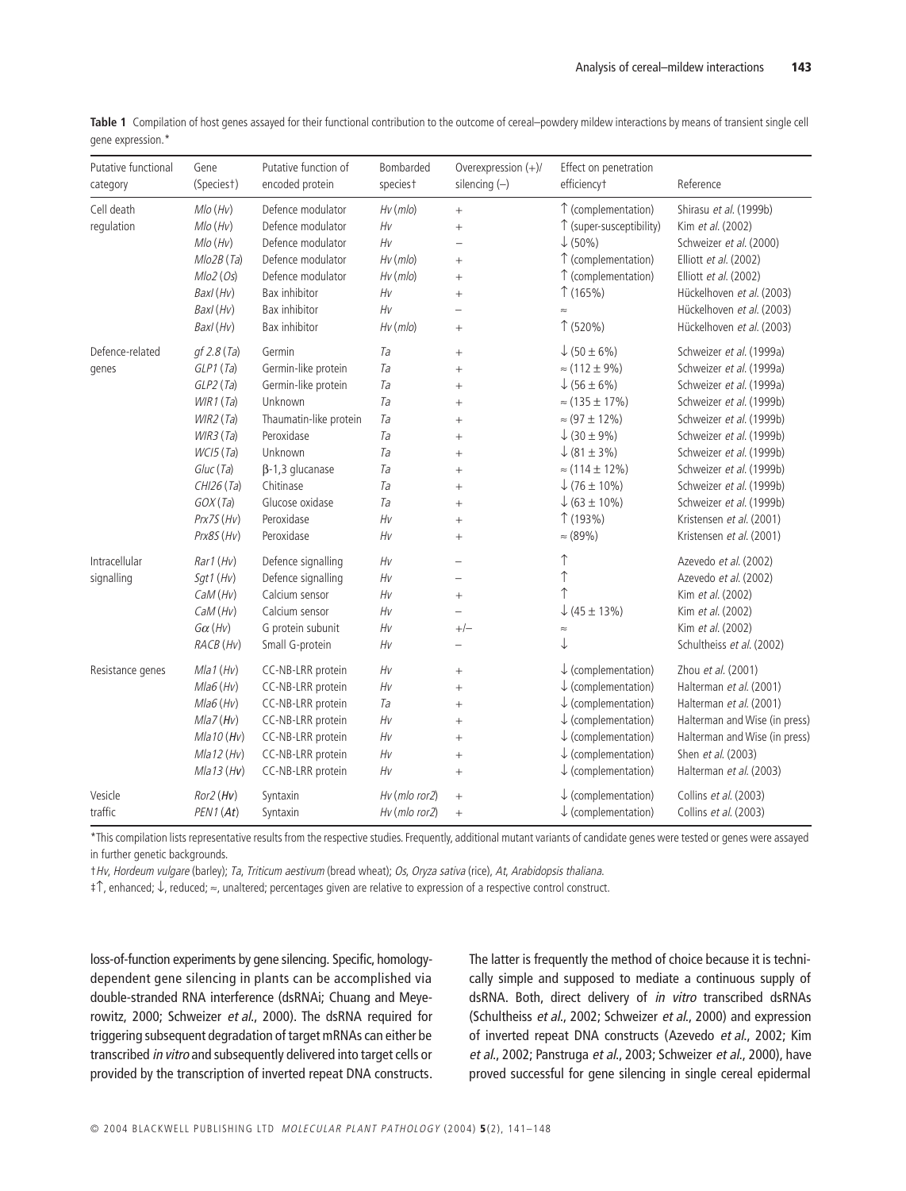**Table 1** Compilation of host genes assayed for their functional contribution to the outcome of cereal–powdery mildew interactions by means of transient single cell gene expression.*

| Putative functional category | Gene (Species†) | Putative function of encoded protein | Bombarded species† | Overexpression (+)/ silencing (–) | Effect on penetration efficiency‡ | Reference |
|---|---|---|---|---|---|---|
| Cell death regulation | *Mlo* (*Hv*) | Defence modulator | *Hv* (*mlo*) | + | ↑ (complementation) | Shirasu *et al.* (1999b) |
| | *Mlo* (*Hv*) | Defence modulator | *Hv* | + | ↑ (super-susceptibility) | Kim *et al.* (2002) |
| | *Mlo* (*Hv*) | Defence modulator | *Hv* | – | ↓ (50%) | Schweizer *et al.* (2000) |
| | *Mlo2B* (*Ta*) | Defence modulator | *Hv* (*mlo*) | + | ↑ (complementation) | Elliott *et al.* (2002) |
| | *Mlo2* (*Os*) | Defence modulator | *Hv* (*mlo*) | + | ↑ (complementation) | Elliott *et al.* (2002) |
| | *BaxI* (*Hv*) | Bax inhibitor | *Hv* | + | ↑ (165%) | Hückelhoven *et al.* (2003) |
| | *BaxI* (*Hv*) | Bax inhibitor | *Hv* | – | ≈ | Hückelhoven *et al.* (2003) |
| | *BaxI* (*Hv*) | Bax inhibitor | *Hv* (*mlo*) | + | ↑ (520%) | Hückelhoven *et al.* (2003) |
| Defence-related genes | *gf 2.8* (*Ta*) | Germin | *Ta* | + | ↓ (50 ± 6%) | Schweizer *et al.* (1999a) |
| | *GLP1* (*Ta*) | Germin-like protein | *Ta* | + | ≈ (112 ± 9%) | Schweizer *et al.* (1999a) |
| | *GLP2* (*Ta*) | Germin-like protein | *Ta* | + | ↓ (56 ± 6%) | Schweizer *et al.* (1999a) |
| | *WIR1* (*Ta*) | Unknown | *Ta* | + | ≈ (135 ± 17%) | Schweizer *et al.* (1999b) |
| | *WIR2* (*Ta*) | Thaumatin-like protein | *Ta* | + | ≈ (97 ± 12%) | Schweizer *et al.* (1999b) |
| | *WIR3* (*Ta*) | Peroxidase | *Ta* | + | ↓ (30 ± 9%) | Schweizer *et al.* (1999b) |
| | *WCI5* (*Ta*) | Unknown | *Ta* | + | ↓ (81 ± 3%) | Schweizer *et al.* (1999b) |
| | *Gluc* (*Ta*) | β-1,3 glucanase | *Ta* | + | ≈ (114 ± 12%) | Schweizer *et al.* (1999b) |
| | *CHI26* (*Ta*) | Chitinase | *Ta* | + | ↓ (76 ± 10%) | Schweizer *et al.* (1999b) |
| | *GOX* (*Ta*) | Glucose oxidase | *Ta* | + | ↓ (63 ± 10%) | Schweizer *et al.* (1999b) |
| | *Prx7S* (*Hv*) | Peroxidase | *Hv* | + | ↑ (193%) | Kristensen *et al.* (2001) |
| | *Prx8S* (*Hv*) | Peroxidase | *Hv* | + | ≈ (89%) | Kristensen *et al.* (2001) |
| Intracellular signalling | *Rar1* (*Hv*) | Defence signalling | *Hv* | – | ↑ | Azevedo *et al.* (2002) |
| | *Sgt1* (*Hv*) | Defence signalling | *Hv* | – | ↑ | Azevedo *et al.* (2002) |
| | *CaM* (*Hv*) | Calcium sensor | *Hv* | + | ↑ | Kim *et al.* (2002) |
| | *CaM* (*Hv*) | Calcium sensor | *Hv* | – | ↓ (45 ± 13%) | Kim *et al.* (2002) |
| | *Gα* (*Hv*) | G protein subunit | *Hv* | +/– | ≈ | Kim *et al.* (2002) |
| | *RACB* (*Hv*) | Small G-protein | *Hv* | – | ↓ | Schultheiss *et al.* (2002) |
| Resistance genes | *Mla1* (*Hv*) | CC-NB-LRR protein | *Hv* | + | ↓ (complementation) | Zhou *et al.* (2001) |
| | *Mla6* (*Hv*) | CC-NB-LRR protein | *Hv* | + | ↓ (complementation) | Halterman *et al.* (2001) |
| | *Mla6* (*Hv*) | CC-NB-LRR protein | *Ta* | + | ↓ (complementation) | Halterman *et al.* (2001) |
| | *Mla7* (*Hv*) | CC-NB-LRR protein | *Hv* | + | ↓ (complementation) | Halterman and Wise (in press) |
| | *Mla10* (*Hv*) | CC-NB-LRR protein | *Hv* | + | ↓ (complementation) | Halterman and Wise (in press) |
| | *Mla12* (*Hv*) | CC-NB-LRR protein | *Hv* | + | ↓ (complementation) | Shen *et al.* (2003) |
| | *Mla13* (*Hv*) | CC-NB-LRR protein | *Hv* | + | ↓ (complementation) | Halterman *et al.* (2003) |
| Vesicle traffic | *Ror2* (*Hv*) | Syntaxin | *Hv* (*mlo ror2*) | + | ↓ (complementation) | Collins *et al.* (2003) |
| | *PEN1* (*At*) | Syntaxin | *Hv* (*mlo ror2*) | + | ↓ (complementation) | Collins *et al.* (2003) |

*This compilation lists representative results from the respective studies. Frequently, additional mutant variants of candidate genes were tested or genes were assayed in further genetic backgrounds.

†*Hv*, *Hordeum vulgare* (barley); *Ta*, *Triticum aestivum* (bread wheat); *Os*, *Oryza sativa* (rice), *At*, *Arabidopsis thaliana*.

‡↑, enhanced; ↓, reduced; ≈, unaltered; percentages given are relative to expression of a respective control construct.

loss-of-function experiments by gene silencing. Specific, homology-dependent gene silencing in plants can be accomplished via double-stranded RNA interference (dsRNAi; Chuang and Meyerowitz, 2000; Schweizer *et al.*, 2000). The dsRNA required for triggering subsequent degradation of target mRNAs can either be transcribed *in vitro* and subsequently delivered into target cells or provided by the transcription of inverted repeat DNA constructs. The latter is frequently the method of choice because it is technically simple and supposed to mediate a continuous supply of dsRNA. Both, direct delivery of *in vitro* transcribed dsRNAs (Schultheiss *et al.*, 2002; Schweizer *et al.*, 2000) and expression of inverted repeat DNA constructs (Azevedo *et al.*, 2002; Kim *et al.*, 2002; Panstruga *et al.*, 2003; Schweizer *et al.*, 2000), have proved successful for gene silencing in single cereal epidermal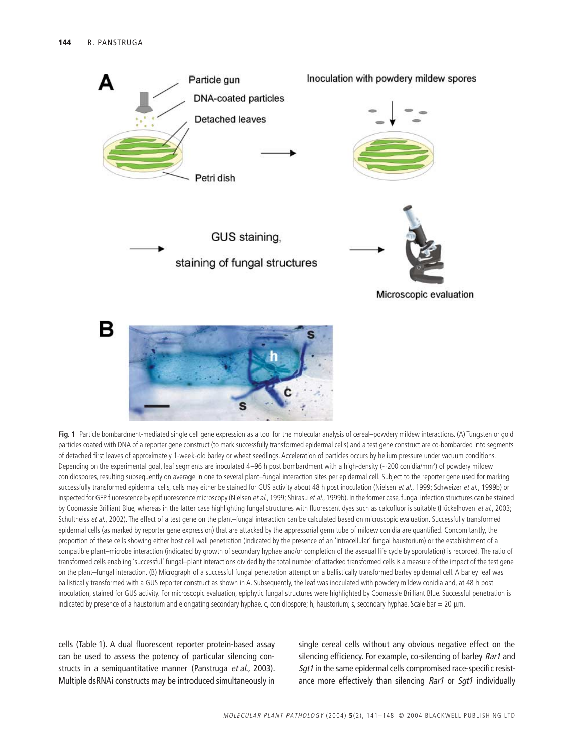**Fig. 1** Particle bombardment-mediated single cell gene expression as a tool for the molecular analysis of cereal–powdery mildew interactions. (A) Tungsten or gold particles coated with DNA of a reporter gene construct (to mark successfully transformed epidermal cells) and a test gene construct are co-bombarded into segments of detached first leaves of approximately 1-week-old barley or wheat seedlings. Acceleration of particles occurs by helium pressure under vacuum conditions. Depending on the experimental goal, leaf segments are inoculated 4–96 h post bombardment with a high-density (~ 200 conidia/mm$^2$) of powdery mildew conidiospores, resulting subsequently on average in one to several plant–fungal interaction sites per epidermal cell. Subject to the reporter gene used for marking successfully transformed epidermal cells, cells may either be stained for GUS activity about 48 h post inoculation (Nielsen *et al.*, 1999; Schweizer *et al.*, 1999b) or inspected for GFP fluorescence by epifluorescence microscopy (Nielsen *et al.*, 1999; Shirasu *et al.*, 1999b). In the former case, fungal infection structures can be stained by Coomassie Brilliant Blue, whereas in the latter case highlighting fungal structures with fluorescent dyes such as calcofluor is suitable (Hückelhoven *et al.*, 2003; Schultheiss *et al.*, 2002). The effect of a test gene on the plant–fungal interaction can be calculated based on microscopic evaluation. Successfully transformed epidermal cells (as marked by reporter gene expression) that are attacked by the appressorial germ tube of mildew conidia are quantified. Concomitantly, the proportion of these cells showing either host cell wall penetration (indicated by the presence of an 'intracellular' fungal haustorium) or the establishment of a compatible plant–microbe interaction (indicated by growth of secondary hyphae and/or completion of the asexual life cycle by sporulation) is recorded. The ratio of transformed cells enabling 'successful' fungal–plant interactions divided by the total number of attacked transformed cells is a measure of the impact of the test gene on the plant–fungal interaction. (B) Micrograph of a successful fungal penetration attempt on a ballistically transformed barley epidermal cell. A barley leaf was ballistically transformed with a GUS reporter construct as shown in A. Subsequently, the leaf was inoculated with powdery mildew conidia and, at 48 h post inoculation, stained for GUS activity. For microscopic evaluation, epiphytic fungal structures were highlighted by Coomassie Brilliant Blue. Successful penetration is indicated by presence of a haustorium and elongating secondary hyphae. c, conidiospore; h, haustorium; s, secondary hyphae. Scale bar = 20 µm.

cells (Table 1). A dual fluorescent reporter protein-based assay can be used to assess the potency of particular silencing constructs in a semiquantitative manner (Panstruga *et al.*, 2003). Multiple dsRNAi constructs may be introduced simultaneously in single cereal cells without any obvious negative effect on the silencing efficiency. For example, co-silencing of barley *Rar1* and *Sgt1* in the same epidermal cells compromised race-specific resistance more effectively than silencing *Rar1* or *Sgt1* individually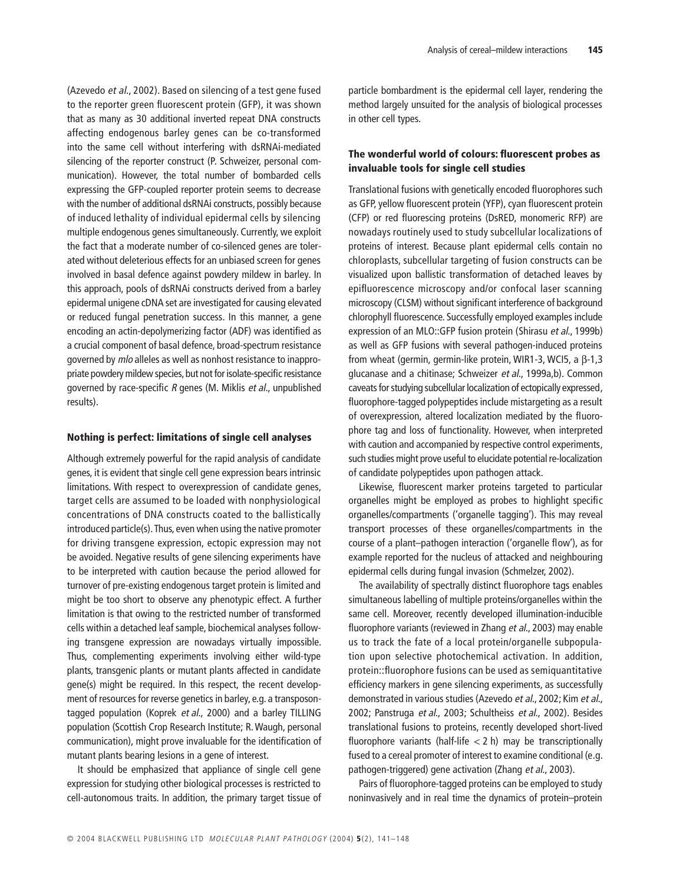(Azevedo *et al*., 2002). Based on silencing of a test gene fused to the reporter green fluorescent protein (GFP), it was shown that as many as 30 additional inverted repeat DNA constructs affecting endogenous barley genes can be co-transformed into the same cell without interfering with dsRNAi-mediated silencing of the reporter construct (P. Schweizer, personal communication). However, the total number of bombarded cells expressing the GFP-coupled reporter protein seems to decrease with the number of additional dsRNAi constructs, possibly because of induced lethality of individual epidermal cells by silencing multiple endogenous genes simultaneously. Currently, we exploit the fact that a moderate number of co-silenced genes are tolerated without deleterious effects for an unbiased screen for genes involved in basal defence against powdery mildew in barley. In this approach, pools of dsRNAi constructs derived from a barley epidermal unigene cDNA set are investigated for causing elevated or reduced fungal penetration success. In this manner, a gene encoding an actin-depolymerizing factor (ADF) was identified as a crucial component of basal defence, broad-spectrum resistance governed by *mlo* alleles as well as nonhost resistance to inappropriate powdery mildew species, but not for isolate-specific resistance governed by race-specific *R* genes (M. Miklis *et al*., unpublished results).

## Nothing is perfect: limitations of single cell analyses

Although extremely powerful for the rapid analysis of candidate genes, it is evident that single cell gene expression bears intrinsic limitations. With respect to overexpression of candidate genes, target cells are assumed to be loaded with nonphysiological concentrations of DNA constructs coated to the ballistically introduced particle(s). Thus, even when using the native promoter for driving transgene expression, ectopic expression may not be avoided. Negative results of gene silencing experiments have to be interpreted with caution because the period allowed for turnover of pre-existing endogenous target protein is limited and might be too short to observe any phenotypic effect. A further limitation is that owing to the restricted number of transformed cells within a detached leaf sample, biochemical analyses following transgene expression are nowadays virtually impossible. Thus, complementing experiments involving either wild-type plants, transgenic plants or mutant plants affected in candidate gene(s) might be required. In this respect, the recent development of resources for reverse genetics in barley, e.g. a transposon-tagged population (Koprek *et al*., 2000) and a barley TILLING population (Scottish Crop Research Institute; R. Waugh, personal communication), might prove invaluable for the identification of mutant plants bearing lesions in a gene of interest.

It should be emphasized that appliance of single cell gene expression for studying other biological processes is restricted to cell-autonomous traits. In addition, the primary target tissue of particle bombardment is the epidermal cell layer, rendering the method largely unsuited for the analysis of biological processes in other cell types.

## The wonderful world of colours: fluorescent probes as invaluable tools for single cell studies

Translational fusions with genetically encoded fluorophores such as GFP, yellow fluorescent protein (YFP), cyan fluorescent protein (CFP) or red fluorescing proteins (DsRED, monomeric RFP) are nowadays routinely used to study subcellular localizations of proteins of interest. Because plant epidermal cells contain no chloroplasts, subcellular targeting of fusion constructs can be visualized upon ballistic transformation of detached leaves by epifluorescence microscopy and/or confocal laser scanning microscopy (CLSM) without significant interference of background chlorophyll fluorescence. Successfully employed examples include expression of an MLO::GFP fusion protein (Shirasu *et al*., 1999b) as well as GFP fusions with several pathogen-induced proteins from wheat (germin, germin-like protein, WIR1-3, WCI5, a β-1,3 glucanase and a chitinase; Schweizer *et al*., 1999a,b). Common caveats for studying subcellular localization of ectopically expressed, fluorophore-tagged polypeptides include mistargeting as a result of overexpression, altered localization mediated by the fluorophore tag and loss of functionality. However, when interpreted with caution and accompanied by respective control experiments, such studies might prove useful to elucidate potential re-localization of candidate polypeptides upon pathogen attack.

Likewise, fluorescent marker proteins targeted to particular organelles might be employed as probes to highlight specific organelles/compartments ('organelle tagging'). This may reveal transport processes of these organelles/compartments in the course of a plant–pathogen interaction ('organelle flow'), as for example reported for the nucleus of attacked and neighbouring epidermal cells during fungal invasion (Schmelzer, 2002).

The availability of spectrally distinct fluorophore tags enables simultaneous labelling of multiple proteins/organelles within the same cell. Moreover, recently developed illumination-inducible fluorophore variants (reviewed in Zhang *et al*., 2003) may enable us to track the fate of a local protein/organelle subpopulation upon selective photochemical activation. In addition, protein::fluorophore fusions can be used as semiquantitative efficiency markers in gene silencing experiments, as successfully demonstrated in various studies (Azevedo *et al*., 2002; Kim *et al*., 2002; Panstruga *et al*., 2003; Schultheiss *et al*., 2002). Besides translational fusions to proteins, recently developed short-lived fluorophore variants (half-life $< 2$ h) may be transcriptionally fused to a cereal promoter of interest to examine conditional (e.g. pathogen-triggered) gene activation (Zhang *et al*., 2003).

Pairs of fluorophore-tagged proteins can be employed to study noninvasively and in real time the dynamics of protein–protein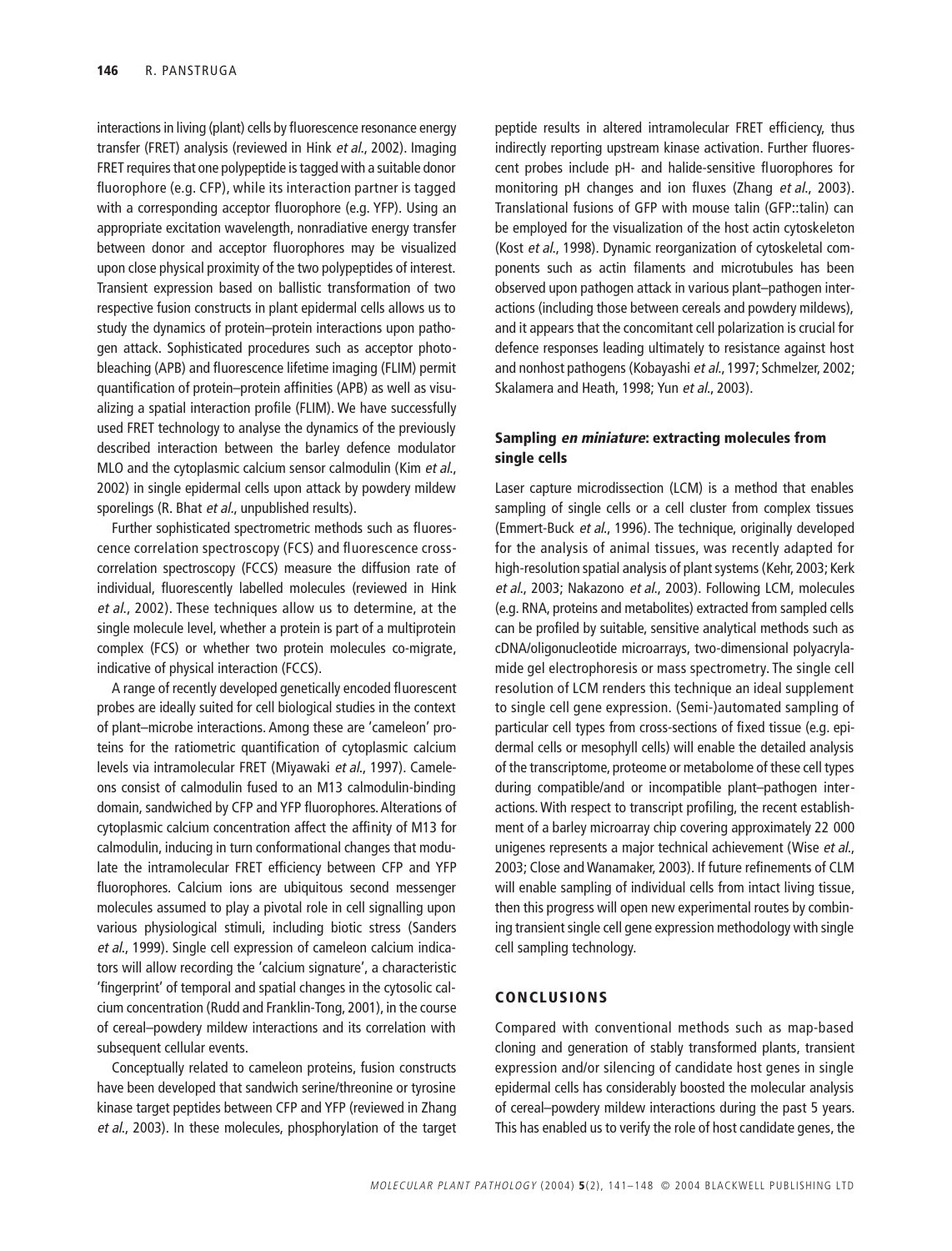interactions in living (plant) cells by fluorescence resonance energy transfer (FRET) analysis (reviewed in Hink *et al.*, 2002). Imaging FRET requires that one polypeptide is tagged with a suitable donor fluorophore (e.g. CFP), while its interaction partner is tagged with a corresponding acceptor fluorophore (e.g. YFP). Using an appropriate excitation wavelength, nonradiative energy transfer between donor and acceptor fluorophores may be visualized upon close physical proximity of the two polypeptides of interest. Transient expression based on ballistic transformation of two respective fusion constructs in plant epidermal cells allows us to study the dynamics of protein–protein interactions upon pathogen attack. Sophisticated procedures such as acceptor photobleaching (APB) and fluorescence lifetime imaging (FLIM) permit quantification of protein–protein affinities (APB) as well as visualizing a spatial interaction profile (FLIM). We have successfully used FRET technology to analyse the dynamics of the previously described interaction between the barley defence modulator MLO and the cytoplasmic calcium sensor calmodulin (Kim *et al.*, 2002) in single epidermal cells upon attack by powdery mildew sporelings (R. Bhat *et al.*, unpublished results).

Further sophisticated spectrometric methods such as fluorescence correlation spectroscopy (FCS) and fluorescence cross-correlation spectroscopy (FCCS) measure the diffusion rate of individual, fluorescently labelled molecules (reviewed in Hink *et al.*, 2002). These techniques allow us to determine, at the single molecule level, whether a protein is part of a multiprotein complex (FCS) or whether two protein molecules co-migrate, indicative of physical interaction (FCCS).

A range of recently developed genetically encoded fluorescent probes are ideally suited for cell biological studies in the context of plant–microbe interactions. Among these are 'cameleon' proteins for the ratiometric quantification of cytoplasmic calcium levels via intramolecular FRET (Miyawaki *et al.*, 1997). Cameleons consist of calmodulin fused to an M13 calmodulin-binding domain, sandwiched by CFP and YFP fluorophores. Alterations of cytoplasmic calcium concentration affect the affinity of M13 for calmodulin, inducing in turn conformational changes that modulate the intramolecular FRET efficiency between CFP and YFP fluorophores. Calcium ions are ubiquitous second messenger molecules assumed to play a pivotal role in cell signalling upon various physiological stimuli, including biotic stress (Sanders *et al.*, 1999). Single cell expression of cameleon calcium indicators will allow recording the 'calcium signature', a characteristic 'fingerprint' of temporal and spatial changes in the cytosolic calcium concentration (Rudd and Franklin-Tong, 2001), in the course of cereal–powdery mildew interactions and its correlation with subsequent cellular events.

Conceptually related to cameleon proteins, fusion constructs have been developed that sandwich serine/threonine or tyrosine kinase target peptides between CFP and YFP (reviewed in Zhang *et al.*, 2003). In these molecules, phosphorylation of the target peptide results in altered intramolecular FRET efficiency, thus indirectly reporting upstream kinase activation. Further fluorescent probes include pH- and halide-sensitive fluorophores for monitoring pH changes and ion fluxes (Zhang *et al.*, 2003). Translational fusions of GFP with mouse talin (GFP::talin) can be employed for the visualization of the host actin cytoskeleton (Kost *et al.*, 1998). Dynamic reorganization of cytoskeletal components such as actin filaments and microtubules has been observed upon pathogen attack in various plant–pathogen interactions (including those between cereals and powdery mildews), and it appears that the concomitant cell polarization is crucial for defence responses leading ultimately to resistance against host and nonhost pathogens (Kobayashi *et al.*, 1997; Schmelzer, 2002; Skalamera and Heath, 1998; Yun *et al.*, 2003).

### Sampling *en miniature*: extracting molecules from single cells

Laser capture microdissection (LCM) is a method that enables sampling of single cells or a cell cluster from complex tissues (Emmert-Buck *et al.*, 1996). The technique, originally developed for the analysis of animal tissues, was recently adapted for high-resolution spatial analysis of plant systems (Kehr, 2003; Kerk *et al.*, 2003; Nakazono *et al.*, 2003). Following LCM, molecules (e.g. RNA, proteins and metabolites) extracted from sampled cells can be profiled by suitable, sensitive analytical methods such as cDNA/oligonucleotide microarrays, two-dimensional polyacrylamide gel electrophoresis or mass spectrometry. The single cell resolution of LCM renders this technique an ideal supplement to single cell gene expression. (Semi-)automated sampling of particular cell types from cross-sections of fixed tissue (e.g. epidermal cells or mesophyll cells) will enable the detailed analysis of the transcriptome, proteome or metabolome of these cell types during compatible/and or incompatible plant–pathogen interactions. With respect to transcript profiling, the recent establishment of a barley microarray chip covering approximately 22 000 unigenes represents a major technical achievement (Wise *et al.*, 2003; Close and Wanamaker, 2003). If future refinements of CLM will enable sampling of individual cells from intact living tissue, then this progress will open new experimental routes by combining transient single cell gene expression methodology with single cell sampling technology.

## CONCLUSIONS

Compared with conventional methods such as map-based cloning and generation of stably transformed plants, transient expression and/or silencing of candidate host genes in single epidermal cells has considerably boosted the molecular analysis of cereal–powdery mildew interactions during the past 5 years. This has enabled us to verify the role of host candidate genes, the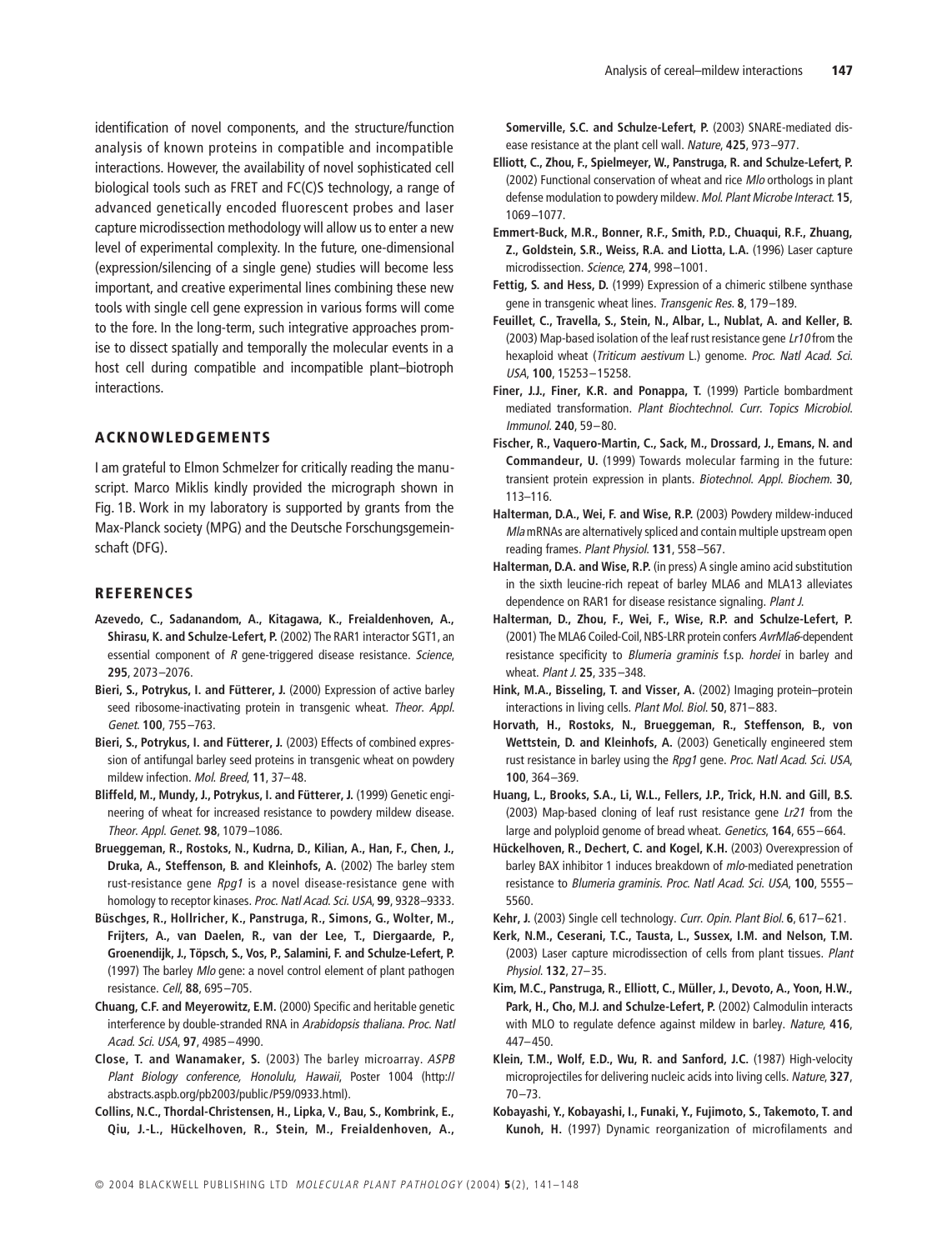identification of novel components, and the structure/function analysis of known proteins in compatible and incompatible interactions. However, the availability of novel sophisticated cell biological tools such as FRET and FC(C)S technology, a range of advanced genetically encoded fluorescent probes and laser capture microdissection methodology will allow us to enter a new level of experimental complexity. In the future, one-dimensional (expression/silencing of a single gene) studies will become less important, and creative experimental lines combining these new tools with single cell gene expression in various forms will come to the fore. In the long-term, such integrative approaches promise to dissect spatially and temporally the molecular events in a host cell during compatible and incompatible plant–biotroph interactions.

## ACKNOWLEDGEMENTS

I am grateful to Elmon Schmelzer for critically reading the manuscript. Marco Miklis kindly provided the micrograph shown in Fig. 1B. Work in my laboratory is supported by grants from the Max-Planck society (MPG) and the Deutsche Forschungsgemeinschaft (DFG).

## REFERENCES

**Azevedo, C., Sadanandom, A., Kitagawa, K., Freialdenhoven, A., Shirasu, K. and Schulze-Lefert, P.** (2002) The RAR1 interactor SGT1, an essential component of *R* gene-triggered disease resistance. *Science*, **295**, 2073–2076.

**Bieri, S., Potrykus, I. and Fütterer, J.** (2000) Expression of active barley seed ribosome-inactivating protein in transgenic wheat. *Theor. Appl. Genet.* **100**, 755–763.

**Bieri, S., Potrykus, I. and Fütterer, J.** (2003) Effects of combined expression of antifungal barley seed proteins in transgenic wheat on powdery mildew infection. *Mol. Breed*, **11**, 37–48.

**Bliffeld, M., Mundy, J., Potrykus, I. and Fütterer, J.** (1999) Genetic engineering of wheat for increased resistance to powdery mildew disease. *Theor. Appl. Genet.* **98**, 1079–1086.

**Brueggeman, R., Rostoks, N., Kudrna, D., Kilian, A., Han, F., Chen, J., Druka, A., Steffenson, B. and Kleinhofs, A.** (2002) The barley stem rust-resistance gene *Rpg1* is a novel disease-resistance gene with homology to receptor kinases. *Proc. Natl Acad. Sci. USA*, **99**, 9328–9333.

**Büschges, R., Hollricher, K., Panstruga, R., Simons, G., Wolter, M., Frijters, A., van Daelen, R., van der Lee, T., Diergaarde, P., Groenendijk, J., Töpsch, S., Vos, P., Salamini, F. and Schulze-Lefert, P.** (1997) The barley *Mlo* gene: a novel control element of plant pathogen resistance. *Cell*, **88**, 695–705.

**Chuang, C.F. and Meyerowitz, E.M.** (2000) Specific and heritable genetic interference by double-stranded RNA in *Arabidopsis thaliana*. *Proc. Natl Acad. Sci. USA*, **97**, 4985–4990.

**Close, T. and Wanamaker, S.** (2003) The barley microarray. *ASPB Plant Biology conference, Honolulu, Hawaii*, Poster 1004 (http://abstracts.aspb.org/pb2003/public/P59/0933.html).

**Collins, N.C., Thordal-Christensen, H., Lipka, V., Bau, S., Kombrink, E., Qiu, J.-L., Hückelhoven, R., Stein, M., Freialdenhoven, A., Somerville, S.C. and Schulze-Lefert, P.** (2003) SNARE-mediated disease resistance at the plant cell wall. *Nature*, **425**, 973–977.

**Elliott, C., Zhou, F., Spielmeyer, W., Panstruga, R. and Schulze-Lefert, P.** (2002) Functional conservation of wheat and rice *Mlo* orthologs in plant defense modulation to powdery mildew. *Mol. Plant Microbe Interact.* **15**, 1069–1077.

**Emmert-Buck, M.R., Bonner, R.F., Smith, P.D., Chuaqui, R.F., Zhuang, Z., Goldstein, S.R., Weiss, R.A. and Liotta, L.A.** (1996) Laser capture microdissection. *Science*, **274**, 998–1001.

**Fettig, S. and Hess, D.** (1999) Expression of a chimeric stilbene synthase gene in transgenic wheat lines. *Transgenic Res.* **8**, 179–189.

**Feuillet, C., Travella, S., Stein, N., Albar, L., Nublat, A. and Keller, B.** (2003) Map-based isolation of the leaf rust resistance gene *Lr10* from the hexaploid wheat (*Triticum aestivum* L.) genome. *Proc. Natl Acad. Sci. USA*, **100**, 15253–15258.

**Finer, J.J., Finer, K.R. and Ponappa, T.** (1999) Particle bombardment mediated transformation. *Plant Biochtechnol. Curr. Topics Microbiol. Immunol.* **240**, 59–80.

**Fischer, R., Vaquero-Martin, C., Sack, M., Drossard, J., Emans, N. and Commandeur, U.** (1999) Towards molecular farming in the future: transient protein expression in plants. *Biotechnol. Appl. Biochem.* **30**, 113–116.

**Halterman, D.A., Wei, F. and Wise, R.P.** (2003) Powdery mildew-induced *Mla* mRNAs are alternatively spliced and contain multiple upstream open reading frames. *Plant Physiol.* **131**, 558–567.

**Halterman, D.A. and Wise, R.P.** (in press) A single amino acid substitution in the sixth leucine-rich repeat of barley MLA6 and MLA13 alleviates dependence on RAR1 for disease resistance signaling. *Plant J.*

**Halterman, D., Zhou, F., Wei, F., Wise, R.P. and Schulze-Lefert, P.** (2001) The MLA6 Coiled-Coil, NBS-LRR protein confers *AvrMla6*-dependent resistance specificity to *Blumeria graminis* f.sp. *hordei* in barley and wheat. *Plant J.* **25**, 335–348.

**Hink, M.A., Bisseling, T. and Visser, A.** (2002) Imaging protein–protein interactions in living cells. *Plant Mol. Biol.* **50**, 871–883.

**Horvath, H., Rostoks, N., Brueggeman, R., Steffenson, B., von Wettstein, D. and Kleinhofs, A.** (2003) Genetically engineered stem rust resistance in barley using the *Rpg1* gene. *Proc. Natl Acad. Sci. USA*, **100**, 364–369.

**Huang, L., Brooks, S.A., Li, W.L., Fellers, J.P., Trick, H.N. and Gill, B.S.** (2003) Map-based cloning of leaf rust resistance gene *Lr21* from the large and polyploid genome of bread wheat. *Genetics*, **164**, 655–664.

**Hückelhoven, R., Dechert, C. and Kogel, K.H.** (2003) Overexpression of barley BAX inhibitor 1 induces breakdown of *mlo*-mediated penetration resistance to *Blumeria graminis*. *Proc. Natl Acad. Sci. USA*, **100**, 5555–5560.

**Kehr, J.** (2003) Single cell technology. *Curr. Opin. Plant Biol.* **6**, 617–621.

**Kerk, N.M., Ceserani, T.C., Tausta, L., Sussex, I.M. and Nelson, T.M.** (2003) Laser capture microdissection of cells from plant tissues. *Plant Physiol.* **132**, 27–35.

**Kim, M.C., Panstruga, R., Elliott, C., Müller, J., Devoto, A., Yoon, H.W., Park, H., Cho, M.J. and Schulze-Lefert, P.** (2002) Calmodulin interacts with MLO to regulate defence against mildew in barley. *Nature*, **416**, 447–450.

**Klein, T.M., Wolf, E.D., Wu, R. and Sanford, J.C.** (1987) High-velocity microprojectiles for delivering nucleic acids into living cells. *Nature*, **327**, 70–73.

**Kobayashi, Y., Kobayashi, I., Funaki, Y., Fujimoto, S., Takemoto, T. and Kunoh, H.** (1997) Dynamic reorganization of microfilaments and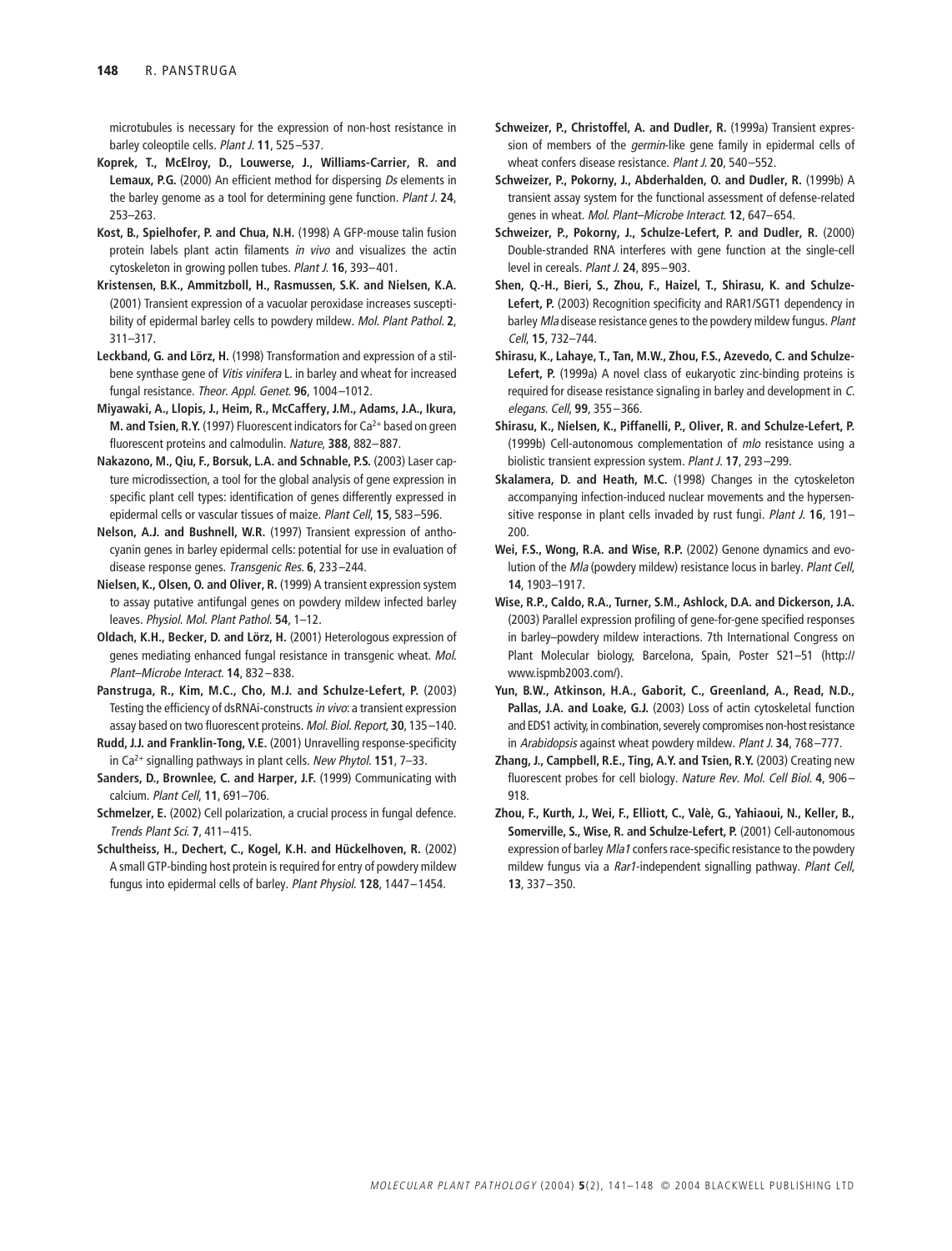microtubules is necessary for the expression of non-host resistance in barley coleoptile cells. *Plant J.* **11**, 525–537.

**Koprek, T., McElroy, D., Louwerse, J., Williams-Carrier, R. and Lemaux, P.G.** (2000) An efficient method for dispersing *Ds* elements in the barley genome as a tool for determining gene function. *Plant J.* **24**, 253–263.

**Kost, B., Spielhofer, P. and Chua, N.H.** (1998) A GFP-mouse talin fusion protein labels plant actin filaments *in vivo* and visualizes the actin cytoskeleton in growing pollen tubes. *Plant J.* **16**, 393–401.

**Kristensen, B.K., Ammitzboll, H., Rasmussen, S.K. and Nielsen, K.A.** (2001) Transient expression of a vacuolar peroxidase increases susceptibility of epidermal barley cells to powdery mildew. *Mol. Plant Pathol.* **2**, 311–317.

**Leckband, G. and Lörz, H.** (1998) Transformation and expression of a stilbene synthase gene of *Vitis vinifera* L. in barley and wheat for increased fungal resistance. *Theor. Appl. Genet.* **96**, 1004–1012.

**Miyawaki, A., Llopis, J., Heim, R., McCaffery, J.M., Adams, J.A., Ikura, M. and Tsien, R.Y.** (1997) Fluorescent indicators for $Ca^{2+}$ based on green fluorescent proteins and calmodulin. *Nature*, **388**, 882–887.

**Nakazono, M., Qiu, F., Borsuk, L.A. and Schnable, P.S.** (2003) Laser capture microdissection, a tool for the global analysis of gene expression in specific plant cell types: identification of genes differently expressed in epidermal cells or vascular tissues of maize. *Plant Cell*, **15**, 583–596.

**Nelson, A.J. and Bushnell, W.R.** (1997) Transient expression of anthocyanin genes in barley epidermal cells: potential for use in evaluation of disease response genes. *Transgenic Res.* **6**, 233–244.

**Nielsen, K., Olsen, O. and Oliver, R.** (1999) A transient expression system to assay putative antifungal genes on powdery mildew infected barley leaves. *Physiol. Mol. Plant Pathol.* **54**, 1–12.

**Oldach, K.H., Becker, D. and Lörz, H.** (2001) Heterologous expression of genes mediating enhanced fungal resistance in transgenic wheat. *Mol. Plant–Microbe Interact.* **14**, 832–838.

**Panstruga, R., Kim, M.C., Cho, M.J. and Schulze-Lefert, P.** (2003) Testing the efficiency of dsRNAi-constructs *in vivo*: a transient expression assay based on two fluorescent proteins. *Mol. Biol. Report*, **30**, 135–140.

**Rudd, J.J. and Franklin-Tong, V.E.** (2001) Unravelling response-specificity in $Ca^{2+}$ signalling pathways in plant cells. *New Phytol.* **151**, 7–33.

**Sanders, D., Brownlee, C. and Harper, J.F.** (1999) Communicating with calcium. *Plant Cell*, **11**, 691–706.

**Schmelzer, E.** (2002) Cell polarization, a crucial process in fungal defence. *Trends Plant Sci.* **7**, 411–415.

**Schultheiss, H., Dechert, C., Kogel, K.H. and Hückelhoven, R.** (2002) A small GTP-binding host protein is required for entry of powdery mildew fungus into epidermal cells of barley. *Plant Physiol.* **128**, 1447–1454.

**Schweizer, P., Christoffel, A. and Dudler, R.** (1999a) Transient expression of members of the *germin*-like gene family in epidermal cells of wheat confers disease resistance. *Plant J.* **20**, 540–552.

**Schweizer, P., Pokorny, J., Abderhalden, O. and Dudler, R.** (1999b) A transient assay system for the functional assessment of defense-related genes in wheat. *Mol. Plant–Microbe Interact.* **12**, 647–654.

**Schweizer, P., Pokorny, J., Schulze-Lefert, P. and Dudler, R.** (2000) Double-stranded RNA interferes with gene function at the single-cell level in cereals. *Plant J.* **24**, 895–903.

**Shen, Q.-H., Bieri, S., Zhou, F., Haizel, T., Shirasu, K. and Schulze-Lefert, P.** (2003) Recognition specificity and RAR1/SGT1 dependency in barley *Mla* disease resistance genes to the powdery mildew fungus. *Plant Cell*, **15**, 732–744.

**Shirasu, K., Lahaye, T., Tan, M.W., Zhou, F.S., Azevedo, C. and Schulze-Lefert, P.** (1999a) A novel class of eukaryotic zinc-binding proteins is required for disease resistance signaling in barley and development in *C. elegans*. *Cell*, **99**, 355–366.

**Shirasu, K., Nielsen, K., Piffanelli, P., Oliver, R. and Schulze-Lefert, P.** (1999b) Cell-autonomous complementation of *mlo* resistance using a biolistic transient expression system. *Plant J.* **17**, 293–299.

**Skalamera, D. and Heath, M.C.** (1998) Changes in the cytoskeleton accompanying infection-induced nuclear movements and the hypersensitive response in plant cells invaded by rust fungi. *Plant J.* **16**, 191–200.

**Wei, F.S., Wong, R.A. and Wise, R.P.** (2002) Genone dynamics and evolution of the *Mla* (powdery mildew) resistance locus in barley. *Plant Cell*, **14**, 1903–1917.

**Wise, R.P., Caldo, R.A., Turner, S.M., Ashlock, D.A. and Dickerson, J.A.** (2003) Parallel expression profiling of gene-for-gene specified responses in barley–powdery mildew interactions. 7th International Congress on Plant Molecular biology, Barcelona, Spain, Poster S21–51 (http://www.ispmb2003.com/).

**Yun, B.W., Atkinson, H.A., Gaborit, C., Greenland, A., Read, N.D., Pallas, J.A. and Loake, G.J.** (2003) Loss of actin cytoskeletal function and EDS1 activity, in combination, severely compromises non-host resistance in *Arabidopsis* against wheat powdery mildew. *Plant J.* **34**, 768–777.

**Zhang, J., Campbell, R.E., Ting, A.Y. and Tsien, R.Y.** (2003) Creating new fluorescent probes for cell biology. *Nature Rev. Mol. Cell Biol.* **4**, 906–918.

**Zhou, F., Kurth, J., Wei, F., Elliott, C., Valè, G., Yahiaoui, N., Keller, B., Somerville, S., Wise, R. and Schulze-Lefert, P.** (2001) Cell-autonomous expression of barley *Mla1* confers race-specific resistance to the powdery mildew fungus via a *Rar1*-independent signalling pathway. *Plant Cell*, **13**, 337–350.